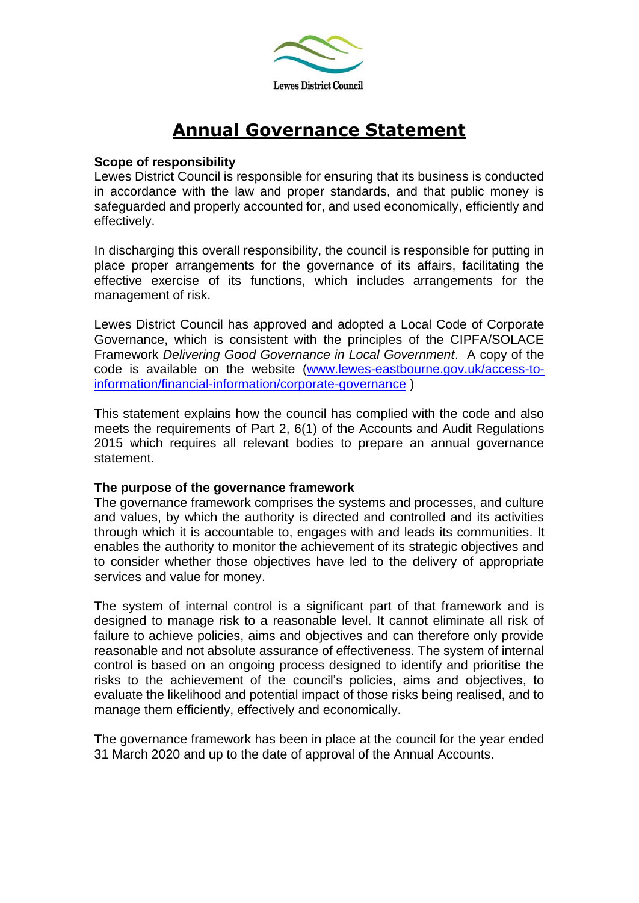Lewes District Council

# Annual Governance Statement

**Scope of responsibility**
Lewes District Council is responsible for ensuring that its business is conducted in accordance with the law and proper standards, and that public money is safeguarded and properly accounted for, and used economically, efficiently and effectively.

In discharging this overall responsibility, the council is responsible for putting in place proper arrangements for the governance of its affairs, facilitating the effective exercise of its functions, which includes arrangements for the management of risk.

Lewes District Council has approved and adopted a Local Code of Corporate Governance, which is consistent with the principles of the CIPFA/SOLACE Framework *Delivering Good Governance in Local Government*. A copy of the code is available on the website ([www.lewes-eastbourne.gov.uk/access-to-information/financial-information/corporate-governance](www.lewes-eastbourne.gov.uk/access-to-information/financial-information/corporate-governance) )

This statement explains how the council has complied with the code and also meets the requirements of Part 2, 6(1) of the Accounts and Audit Regulations 2015 which requires all relevant bodies to prepare an annual governance statement.

**The purpose of the governance framework**
The governance framework comprises the systems and processes, and culture and values, by which the authority is directed and controlled and its activities through which it is accountable to, engages with and leads its communities. It enables the authority to monitor the achievement of its strategic objectives and to consider whether those objectives have led to the delivery of appropriate services and value for money.

The system of internal control is a significant part of that framework and is designed to manage risk to a reasonable level. It cannot eliminate all risk of failure to achieve policies, aims and objectives and can therefore only provide reasonable and not absolute assurance of effectiveness. The system of internal control is based on an ongoing process designed to identify and prioritise the risks to the achievement of the council's policies, aims and objectives, to evaluate the likelihood and potential impact of those risks being realised, and to manage them efficiently, effectively and economically.

The governance framework has been in place at the council for the year ended 31 March 2020 and up to the date of approval of the Annual Accounts.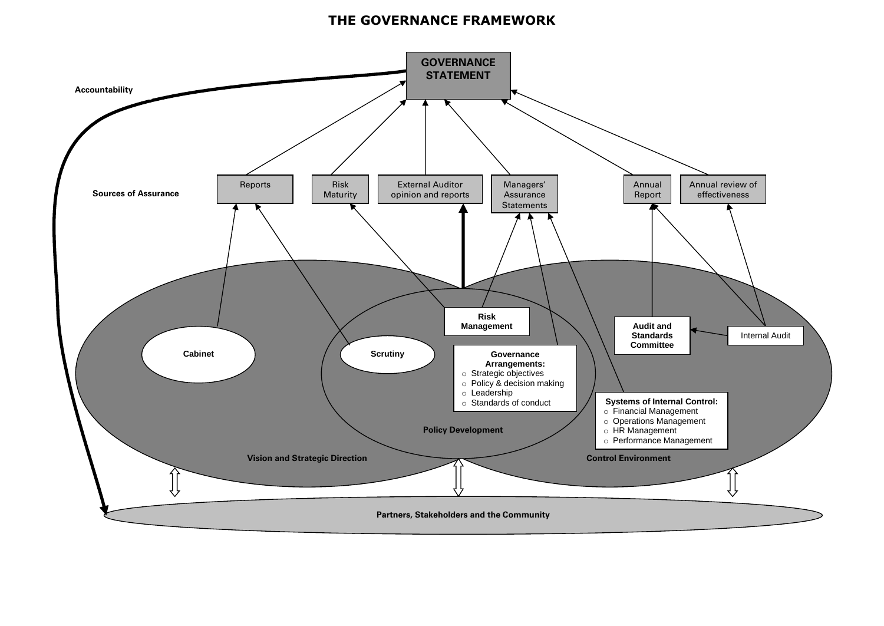# THE GOVERNANCE FRAMEWORK

**GOVERNANCE STATEMENT**

**Accountability**

**Sources of Assurance**

- Reports
- Risk Maturity
- External Auditor opinion and reports
- Managers' Assurance Statements
- Annual Report
- Annual review of effectiveness

**Cabinet**

**Scrutiny**

**Risk Management**

**Governance Arrangements:**
- Strategic objectives
- Policy & decision making
- Leadership
- Standards of conduct

**Audit and Standards Committee**

Internal Audit

**Systems of Internal Control:**
- Financial Management
- Operations Management
- HR Management
- Performance Management

**Policy Development**

**Vision and Strategic Direction**

**Control Environment**

**Partners, Stakeholders and the Community**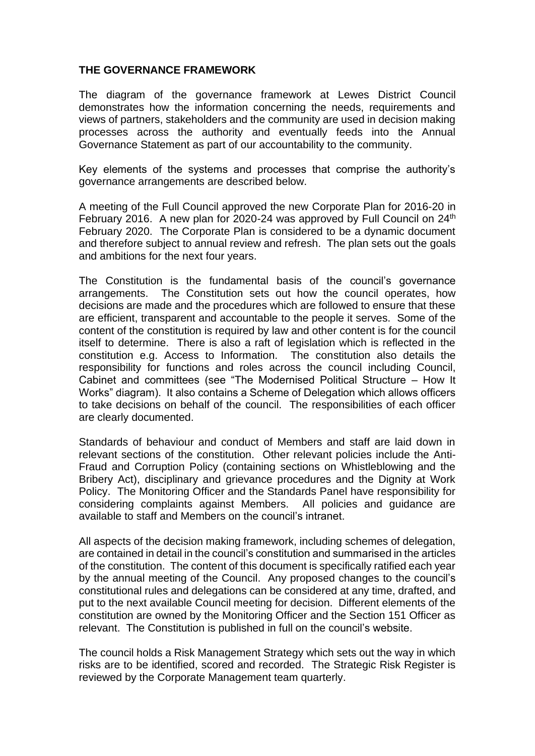## THE GOVERNANCE FRAMEWORK

The diagram of the governance framework at Lewes District Council demonstrates how the information concerning the needs, requirements and views of partners, stakeholders and the community are used in decision making processes across the authority and eventually feeds into the Annual Governance Statement as part of our accountability to the community.

Key elements of the systems and processes that comprise the authority's governance arrangements are described below.

A meeting of the Full Council approved the new Corporate Plan for 2016-20 in February 2016. A new plan for 2020-24 was approved by Full Council on 24th February 2020. The Corporate Plan is considered to be a dynamic document and therefore subject to annual review and refresh. The plan sets out the goals and ambitions for the next four years.

The Constitution is the fundamental basis of the council's governance arrangements. The Constitution sets out how the council operates, how decisions are made and the procedures which are followed to ensure that these are efficient, transparent and accountable to the people it serves. Some of the content of the constitution is required by law and other content is for the council itself to determine. There is also a raft of legislation which is reflected in the constitution e.g. Access to Information. The constitution also details the responsibility for functions and roles across the council including Council, Cabinet and committees (see "The Modernised Political Structure – How It Works" diagram). It also contains a Scheme of Delegation which allows officers to take decisions on behalf of the council. The responsibilities of each officer are clearly documented.

Standards of behaviour and conduct of Members and staff are laid down in relevant sections of the constitution. Other relevant policies include the Anti-Fraud and Corruption Policy (containing sections on Whistleblowing and the Bribery Act), disciplinary and grievance procedures and the Dignity at Work Policy. The Monitoring Officer and the Standards Panel have responsibility for considering complaints against Members. All policies and guidance are available to staff and Members on the council's intranet.

All aspects of the decision making framework, including schemes of delegation, are contained in detail in the council's constitution and summarised in the articles of the constitution. The content of this document is specifically ratified each year by the annual meeting of the Council. Any proposed changes to the council's constitutional rules and delegations can be considered at any time, drafted, and put to the next available Council meeting for decision. Different elements of the constitution are owned by the Monitoring Officer and the Section 151 Officer as relevant. The Constitution is published in full on the council's website.

The council holds a Risk Management Strategy which sets out the way in which risks are to be identified, scored and recorded. The Strategic Risk Register is reviewed by the Corporate Management team quarterly.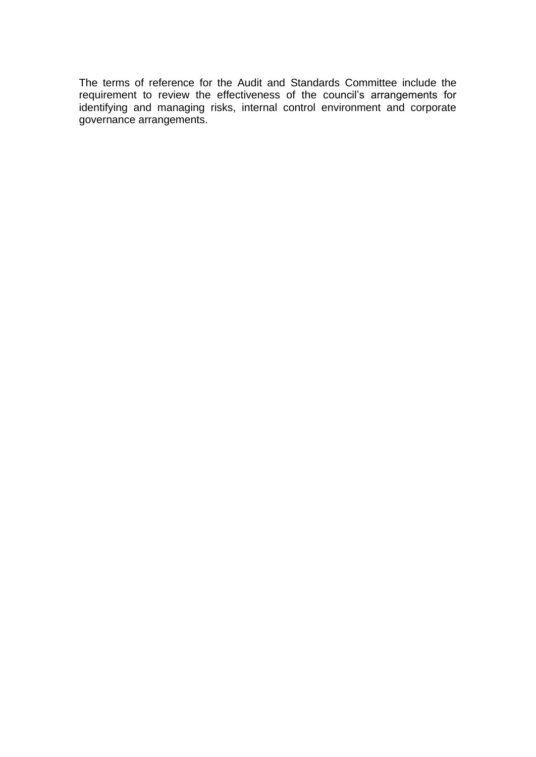The terms of reference for the Audit and Standards Committee include the requirement to review the effectiveness of the council’s arrangements for identifying and managing risks, internal control environment and corporate governance arrangements.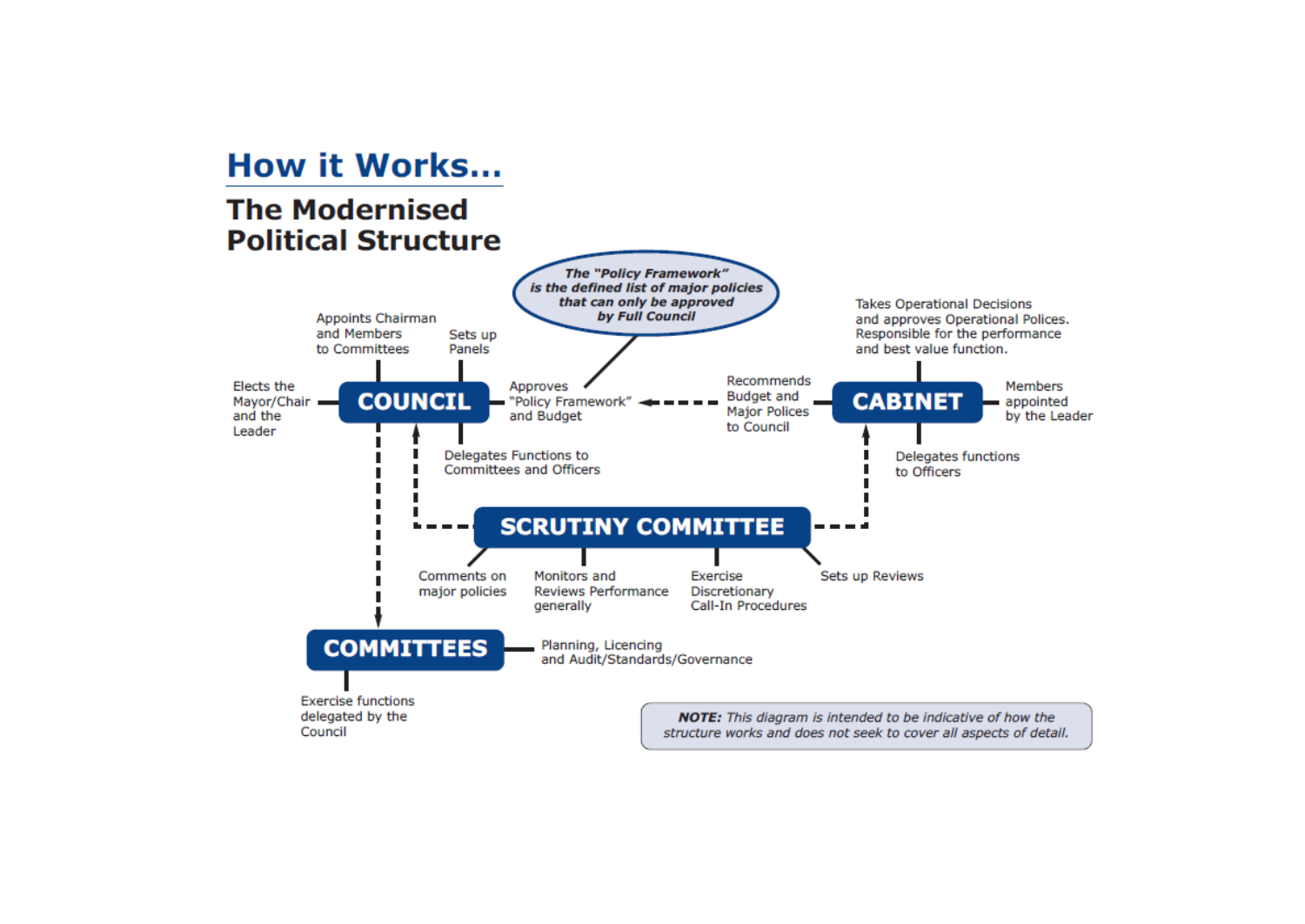## How it Works...

### The Modernised Political Structure

**The "Policy Framework" is the defined list of major policies that can only be approved by Full Council**

**COUNCIL**

- Elects the Mayor/Chair and the Leader
- Appoints Chairman and Members to Committees
- Sets up Panels
- Approves "Policy Framework" and Budget
- Delegates Functions to Committees and Officers

**CABINET**

- Takes Operational Decisions and approves Operational Polices. Responsible for the performance and best value function.
- Members appointed by the Leader
- Recommends Budget and Major Polices to Council
- Delegates functions to Officers

**SCRUTINY COMMITTEE**

- Comments on major policies
- Monitors and Reviews Performance generally
- Exercise Discretionary Call-In Procedures
- Sets up Reviews

**COMMITTEES**

- Planning, Licencing and Audit/Standards/Governance
- Exercise functions delegated by the Council

*NOTE: This diagram is intended to be indicative of how the structure works and does not seek to cover all aspects of detail.*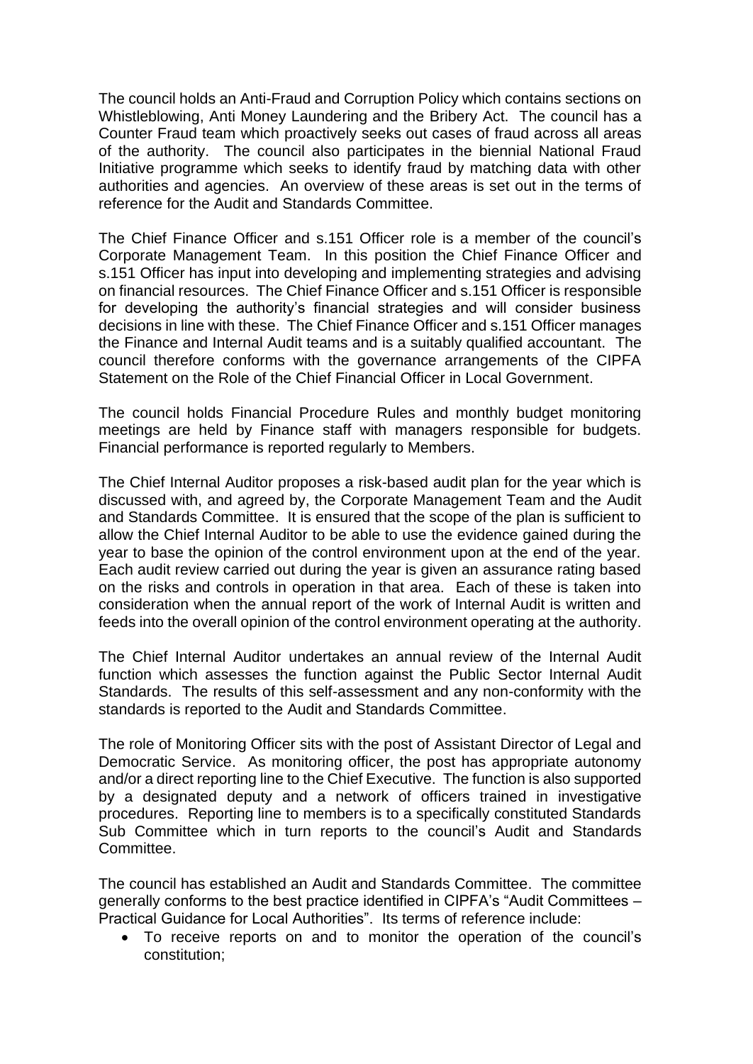The council holds an Anti-Fraud and Corruption Policy which contains sections on Whistleblowing, Anti Money Laundering and the Bribery Act. The council has a Counter Fraud team which proactively seeks out cases of fraud across all areas of the authority. The council also participates in the biennial National Fraud Initiative programme which seeks to identify fraud by matching data with other authorities and agencies. An overview of these areas is set out in the terms of reference for the Audit and Standards Committee.

The Chief Finance Officer and s.151 Officer role is a member of the council's Corporate Management Team. In this position the Chief Finance Officer and s.151 Officer has input into developing and implementing strategies and advising on financial resources. The Chief Finance Officer and s.151 Officer is responsible for developing the authority's financial strategies and will consider business decisions in line with these. The Chief Finance Officer and s.151 Officer manages the Finance and Internal Audit teams and is a suitably qualified accountant. The council therefore conforms with the governance arrangements of the CIPFA Statement on the Role of the Chief Financial Officer in Local Government.

The council holds Financial Procedure Rules and monthly budget monitoring meetings are held by Finance staff with managers responsible for budgets. Financial performance is reported regularly to Members.

The Chief Internal Auditor proposes a risk-based audit plan for the year which is discussed with, and agreed by, the Corporate Management Team and the Audit and Standards Committee. It is ensured that the scope of the plan is sufficient to allow the Chief Internal Auditor to be able to use the evidence gained during the year to base the opinion of the control environment upon at the end of the year. Each audit review carried out during the year is given an assurance rating based on the risks and controls in operation in that area. Each of these is taken into consideration when the annual report of the work of Internal Audit is written and feeds into the overall opinion of the control environment operating at the authority.

The Chief Internal Auditor undertakes an annual review of the Internal Audit function which assesses the function against the Public Sector Internal Audit Standards. The results of this self-assessment and any non-conformity with the standards is reported to the Audit and Standards Committee.

The role of Monitoring Officer sits with the post of Assistant Director of Legal and Democratic Service. As monitoring officer, the post has appropriate autonomy and/or a direct reporting line to the Chief Executive. The function is also supported by a designated deputy and a network of officers trained in investigative procedures. Reporting line to members is to a specifically constituted Standards Sub Committee which in turn reports to the council's Audit and Standards Committee.

The council has established an Audit and Standards Committee. The committee generally conforms to the best practice identified in CIPFA's "Audit Committees – Practical Guidance for Local Authorities". Its terms of reference include:

- To receive reports on and to monitor the operation of the council's constitution;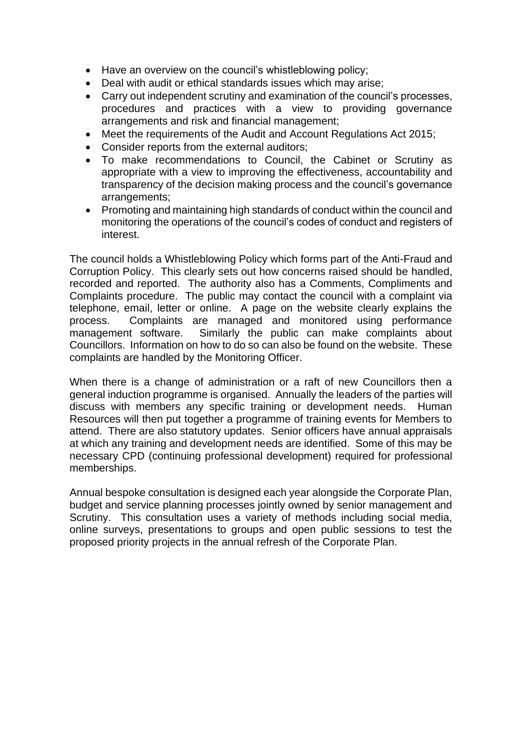- Have an overview on the council's whistleblowing policy;
- Deal with audit or ethical standards issues which may arise;
- Carry out independent scrutiny and examination of the council's processes, procedures and practices with a view to providing governance arrangements and risk and financial management;
- Meet the requirements of the Audit and Account Regulations Act 2015;
- Consider reports from the external auditors;
- To make recommendations to Council, the Cabinet or Scrutiny as appropriate with a view to improving the effectiveness, accountability and transparency of the decision making process and the council's governance arrangements;
- Promoting and maintaining high standards of conduct within the council and monitoring the operations of the council's codes of conduct and registers of interest.

The council holds a Whistleblowing Policy which forms part of the Anti-Fraud and Corruption Policy. This clearly sets out how concerns raised should be handled, recorded and reported. The authority also has a Comments, Compliments and Complaints procedure. The public may contact the council with a complaint via telephone, email, letter or online. A page on the website clearly explains the process. Complaints are managed and monitored using performance management software. Similarly the public can make complaints about Councillors. Information on how to do so can also be found on the website. These complaints are handled by the Monitoring Officer.

When there is a change of administration or a raft of new Councillors then a general induction programme is organised. Annually the leaders of the parties will discuss with members any specific training or development needs. Human Resources will then put together a programme of training events for Members to attend. There are also statutory updates. Senior officers have annual appraisals at which any training and development needs are identified. Some of this may be necessary CPD (continuing professional development) required for professional memberships.

Annual bespoke consultation is designed each year alongside the Corporate Plan, budget and service planning processes jointly owned by senior management and Scrutiny. This consultation uses a variety of methods including social media, online surveys, presentations to groups and open public sessions to test the proposed priority projects in the annual refresh of the Corporate Plan.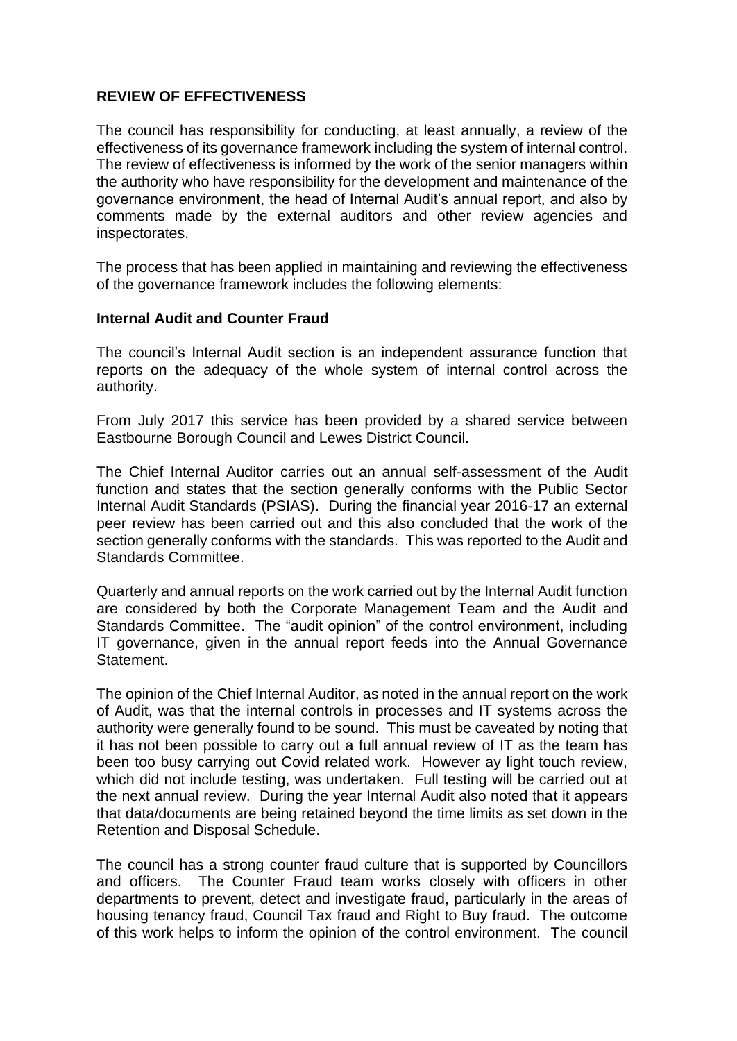## REVIEW OF EFFECTIVENESS

The council has responsibility for conducting, at least annually, a review of the effectiveness of its governance framework including the system of internal control. The review of effectiveness is informed by the work of the senior managers within the authority who have responsibility for the development and maintenance of the governance environment, the head of Internal Audit's annual report, and also by comments made by the external auditors and other review agencies and inspectorates.

The process that has been applied in maintaining and reviewing the effectiveness of the governance framework includes the following elements:

### Internal Audit and Counter Fraud

The council's Internal Audit section is an independent assurance function that reports on the adequacy of the whole system of internal control across the authority.

From July 2017 this service has been provided by a shared service between Eastbourne Borough Council and Lewes District Council.

The Chief Internal Auditor carries out an annual self-assessment of the Audit function and states that the section generally conforms with the Public Sector Internal Audit Standards (PSIAS). During the financial year 2016-17 an external peer review has been carried out and this also concluded that the work of the section generally conforms with the standards. This was reported to the Audit and Standards Committee.

Quarterly and annual reports on the work carried out by the Internal Audit function are considered by both the Corporate Management Team and the Audit and Standards Committee. The "audit opinion" of the control environment, including IT governance, given in the annual report feeds into the Annual Governance Statement.

The opinion of the Chief Internal Auditor, as noted in the annual report on the work of Audit, was that the internal controls in processes and IT systems across the authority were generally found to be sound. This must be caveated by noting that it has not been possible to carry out a full annual review of IT as the team has been too busy carrying out Covid related work. However ay light touch review, which did not include testing, was undertaken. Full testing will be carried out at the next annual review. During the year Internal Audit also noted that it appears that data/documents are being retained beyond the time limits as set down in the Retention and Disposal Schedule.

The council has a strong counter fraud culture that is supported by Councillors and officers. The Counter Fraud team works closely with officers in other departments to prevent, detect and investigate fraud, particularly in the areas of housing tenancy fraud, Council Tax fraud and Right to Buy fraud. The outcome of this work helps to inform the opinion of the control environment. The council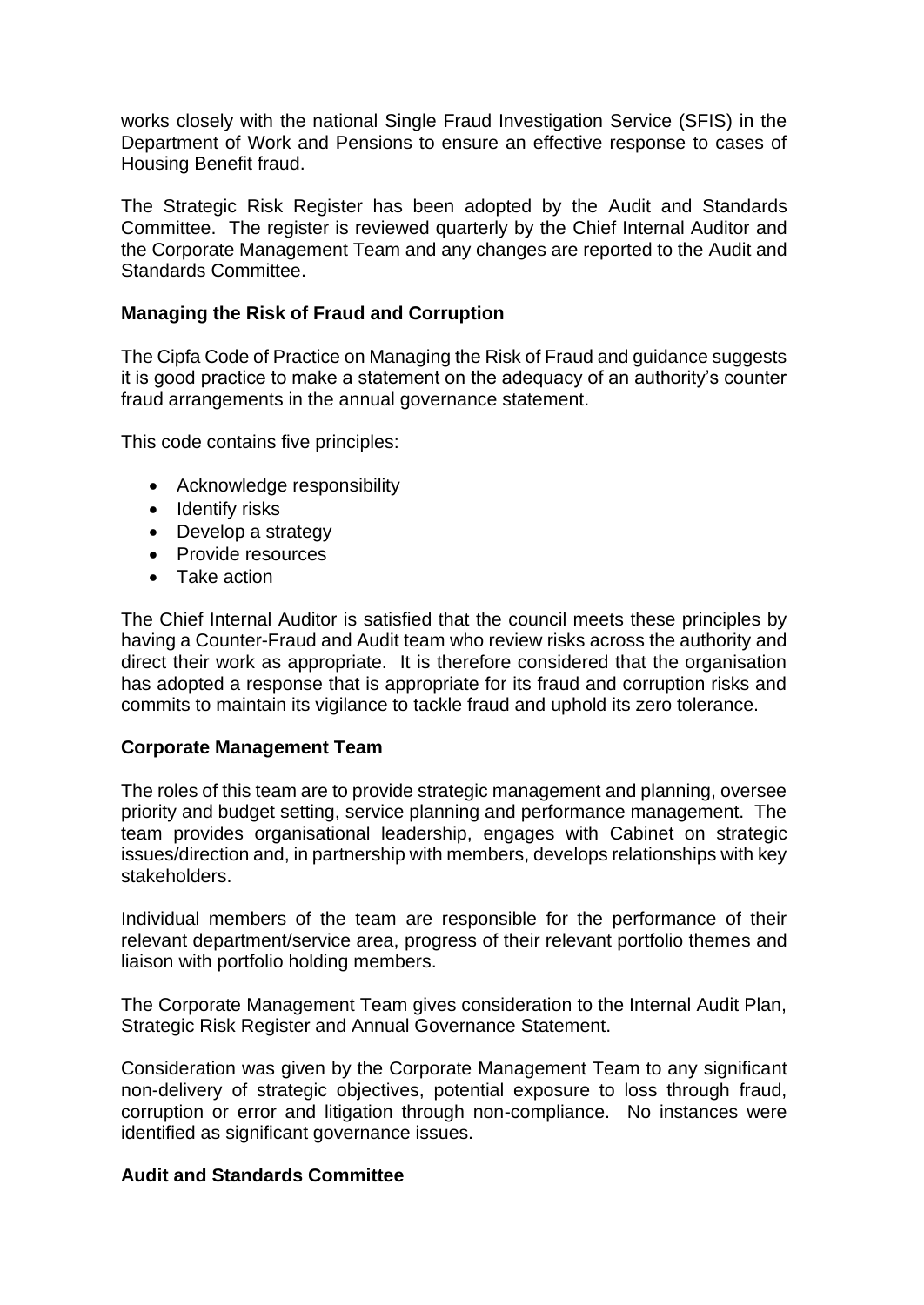works closely with the national Single Fraud Investigation Service (SFIS) in the Department of Work and Pensions to ensure an effective response to cases of Housing Benefit fraud.

The Strategic Risk Register has been adopted by the Audit and Standards Committee. The register is reviewed quarterly by the Chief Internal Auditor and the Corporate Management Team and any changes are reported to the Audit and Standards Committee.

**Managing the Risk of Fraud and Corruption**

The Cipfa Code of Practice on Managing the Risk of Fraud and guidance suggests it is good practice to make a statement on the adequacy of an authority's counter fraud arrangements in the annual governance statement.

This code contains five principles:

- Acknowledge responsibility
- Identify risks
- Develop a strategy
- Provide resources
- Take action

The Chief Internal Auditor is satisfied that the council meets these principles by having a Counter-Fraud and Audit team who review risks across the authority and direct their work as appropriate. It is therefore considered that the organisation has adopted a response that is appropriate for its fraud and corruption risks and commits to maintain its vigilance to tackle fraud and uphold its zero tolerance.

**Corporate Management Team**

The roles of this team are to provide strategic management and planning, oversee priority and budget setting, service planning and performance management. The team provides organisational leadership, engages with Cabinet on strategic issues/direction and, in partnership with members, develops relationships with key stakeholders.

Individual members of the team are responsible for the performance of their relevant department/service area, progress of their relevant portfolio themes and liaison with portfolio holding members.

The Corporate Management Team gives consideration to the Internal Audit Plan, Strategic Risk Register and Annual Governance Statement.

Consideration was given by the Corporate Management Team to any significant non-delivery of strategic objectives, potential exposure to loss through fraud, corruption or error and litigation through non-compliance. No instances were identified as significant governance issues.

**Audit and Standards Committee**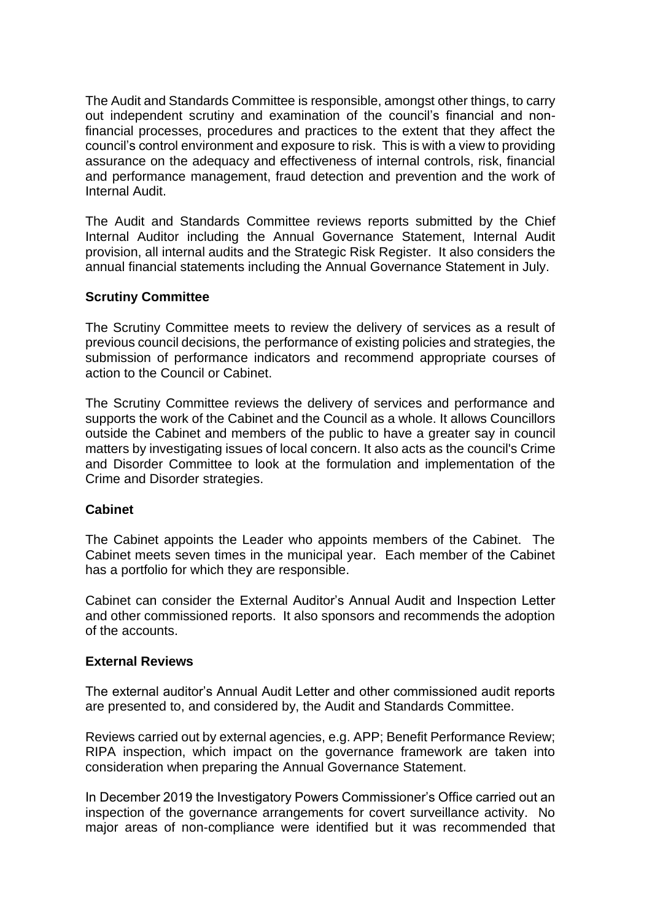The Audit and Standards Committee is responsible, amongst other things, to carry out independent scrutiny and examination of the council's financial and non-financial processes, procedures and practices to the extent that they affect the council's control environment and exposure to risk. This is with a view to providing assurance on the adequacy and effectiveness of internal controls, risk, financial and performance management, fraud detection and prevention and the work of Internal Audit.

The Audit and Standards Committee reviews reports submitted by the Chief Internal Auditor including the Annual Governance Statement, Internal Audit provision, all internal audits and the Strategic Risk Register. It also considers the annual financial statements including the Annual Governance Statement in July.

**Scrutiny Committee**

The Scrutiny Committee meets to review the delivery of services as a result of previous council decisions, the performance of existing policies and strategies, the submission of performance indicators and recommend appropriate courses of action to the Council or Cabinet.

The Scrutiny Committee reviews the delivery of services and performance and supports the work of the Cabinet and the Council as a whole. It allows Councillors outside the Cabinet and members of the public to have a greater say in council matters by investigating issues of local concern. It also acts as the council's Crime and Disorder Committee to look at the formulation and implementation of the Crime and Disorder strategies.

**Cabinet**

The Cabinet appoints the Leader who appoints members of the Cabinet. The Cabinet meets seven times in the municipal year. Each member of the Cabinet has a portfolio for which they are responsible.

Cabinet can consider the External Auditor's Annual Audit and Inspection Letter and other commissioned reports. It also sponsors and recommends the adoption of the accounts.

**External Reviews**

The external auditor's Annual Audit Letter and other commissioned audit reports are presented to, and considered by, the Audit and Standards Committee.

Reviews carried out by external agencies, e.g. APP; Benefit Performance Review; RIPA inspection, which impact on the governance framework are taken into consideration when preparing the Annual Governance Statement.

In December 2019 the Investigatory Powers Commissioner's Office carried out an inspection of the governance arrangements for covert surveillance activity. No major areas of non-compliance were identified but it was recommended that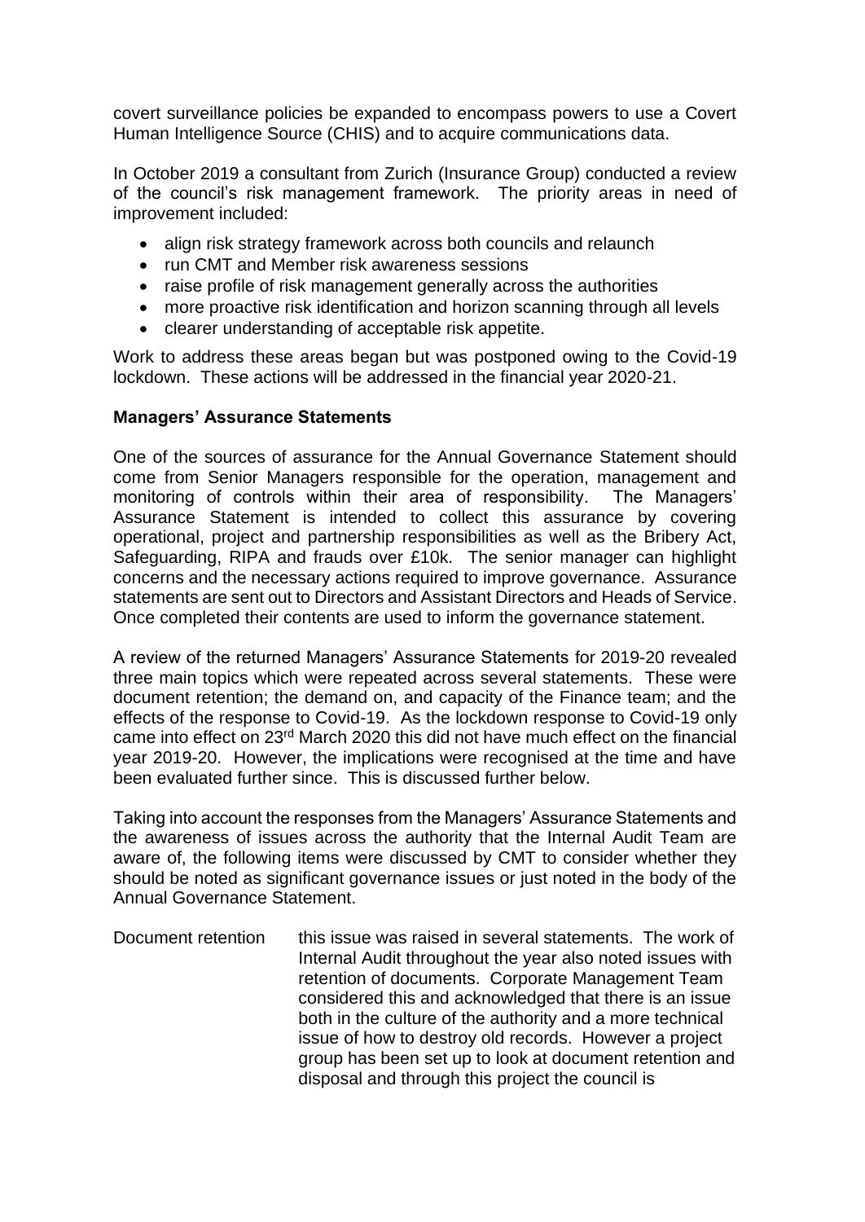covert surveillance policies be expanded to encompass powers to use a Covert Human Intelligence Source (CHIS) and to acquire communications data.

In October 2019 a consultant from Zurich (Insurance Group) conducted a review of the council's risk management framework. The priority areas in need of improvement included:

- align risk strategy framework across both councils and relaunch
- run CMT and Member risk awareness sessions
- raise profile of risk management generally across the authorities
- more proactive risk identification and horizon scanning through all levels
- clearer understanding of acceptable risk appetite.

Work to address these areas began but was postponed owing to the Covid-19 lockdown. These actions will be addressed in the financial year 2020-21.

**Managers' Assurance Statements**

One of the sources of assurance for the Annual Governance Statement should come from Senior Managers responsible for the operation, management and monitoring of controls within their area of responsibility. The Managers' Assurance Statement is intended to collect this assurance by covering operational, project and partnership responsibilities as well as the Bribery Act, Safeguarding, RIPA and frauds over £10k. The senior manager can highlight concerns and the necessary actions required to improve governance. Assurance statements are sent out to Directors and Assistant Directors and Heads of Service. Once completed their contents are used to inform the governance statement.

A review of the returned Managers' Assurance Statements for 2019-20 revealed three main topics which were repeated across several statements. These were document retention; the demand on, and capacity of the Finance team; and the effects of the response to Covid-19. As the lockdown response to Covid-19 only came into effect on 23rd March 2020 this did not have much effect on the financial year 2019-20. However, the implications were recognised at the time and have been evaluated further since. This is discussed further below.

Taking into account the responses from the Managers' Assurance Statements and the awareness of issues across the authority that the Internal Audit Team are aware of, the following items were discussed by CMT to consider whether they should be noted as significant governance issues or just noted in the body of the Annual Governance Statement.

Document retention — this issue was raised in several statements. The work of Internal Audit throughout the year also noted issues with retention of documents. Corporate Management Team considered this and acknowledged that there is an issue both in the culture of the authority and a more technical issue of how to destroy old records. However a project group has been set up to look at document retention and disposal and through this project the council is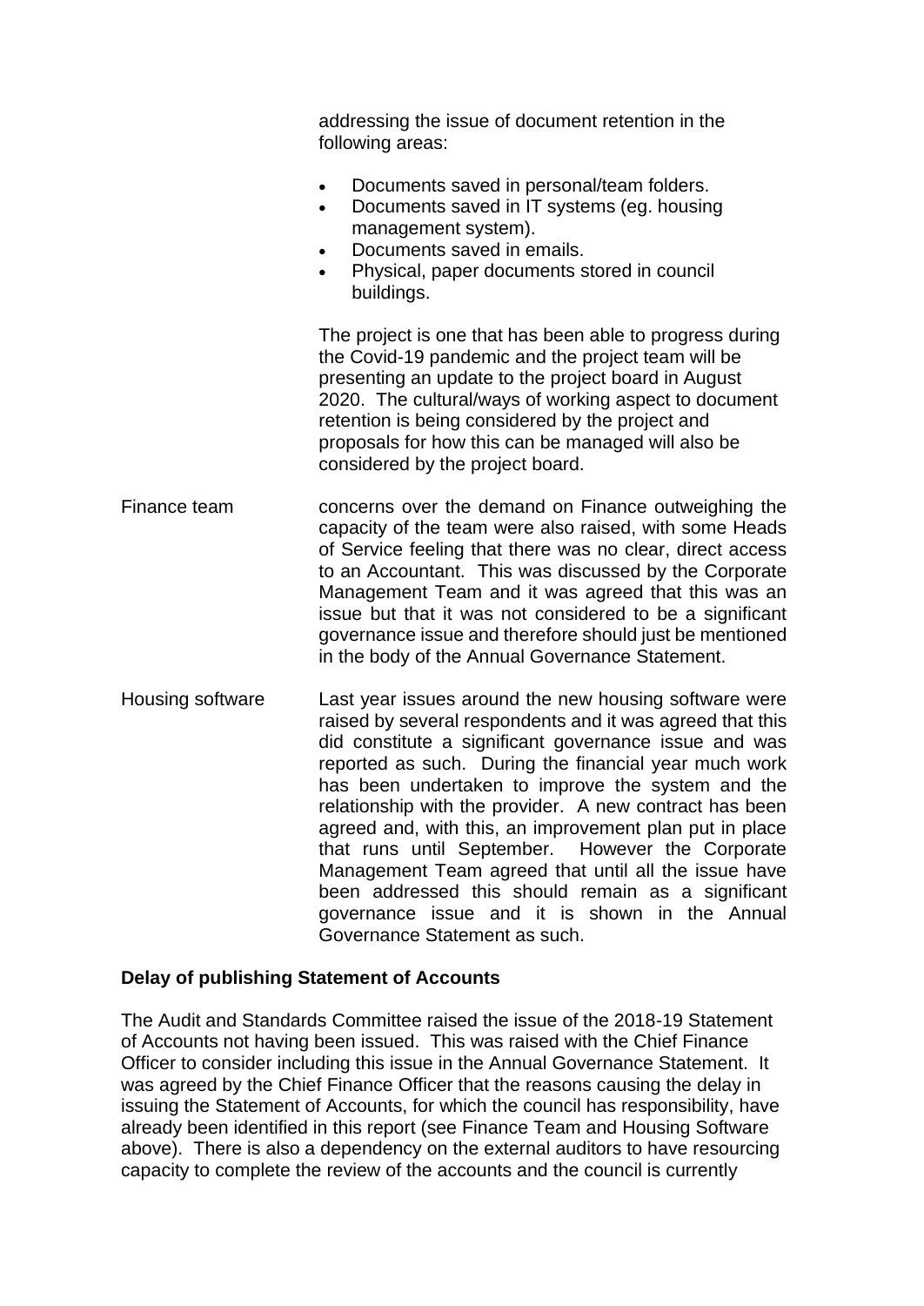addressing the issue of document retention in the following areas:

- Documents saved in personal/team folders.
- Documents saved in IT systems (eg. housing management system).
- Documents saved in emails.
- Physical, paper documents stored in council buildings.

The project is one that has been able to progress during the Covid-19 pandemic and the project team will be presenting an update to the project board in August 2020. The cultural/ways of working aspect to document retention is being considered by the project and proposals for how this can be managed will also be considered by the project board.

| | |
|---|---|
| Finance team | concerns over the demand on Finance outweighing the capacity of the team were also raised, with some Heads of Service feeling that there was no clear, direct access to an Accountant. This was discussed by the Corporate Management Team and it was agreed that this was an issue but that it was not considered to be a significant governance issue and therefore should just be mentioned in the body of the Annual Governance Statement. |
| Housing software | Last year issues around the new housing software were raised by several respondents and it was agreed that this did constitute a significant governance issue and was reported as such. During the financial year much work has been undertaken to improve the system and the relationship with the provider. A new contract has been agreed and, with this, an improvement plan put in place that runs until September. However the Corporate Management Team agreed that until all the issue have been addressed this should remain as a significant governance issue and it is shown in the Annual Governance Statement as such. |

**Delay of publishing Statement of Accounts**

The Audit and Standards Committee raised the issue of the 2018-19 Statement of Accounts not having been issued. This was raised with the Chief Finance Officer to consider including this issue in the Annual Governance Statement. It was agreed by the Chief Finance Officer that the reasons causing the delay in issuing the Statement of Accounts, for which the council has responsibility, have already been identified in this report (see Finance Team and Housing Software above). There is also a dependency on the external auditors to have resourcing capacity to complete the review of the accounts and the council is currently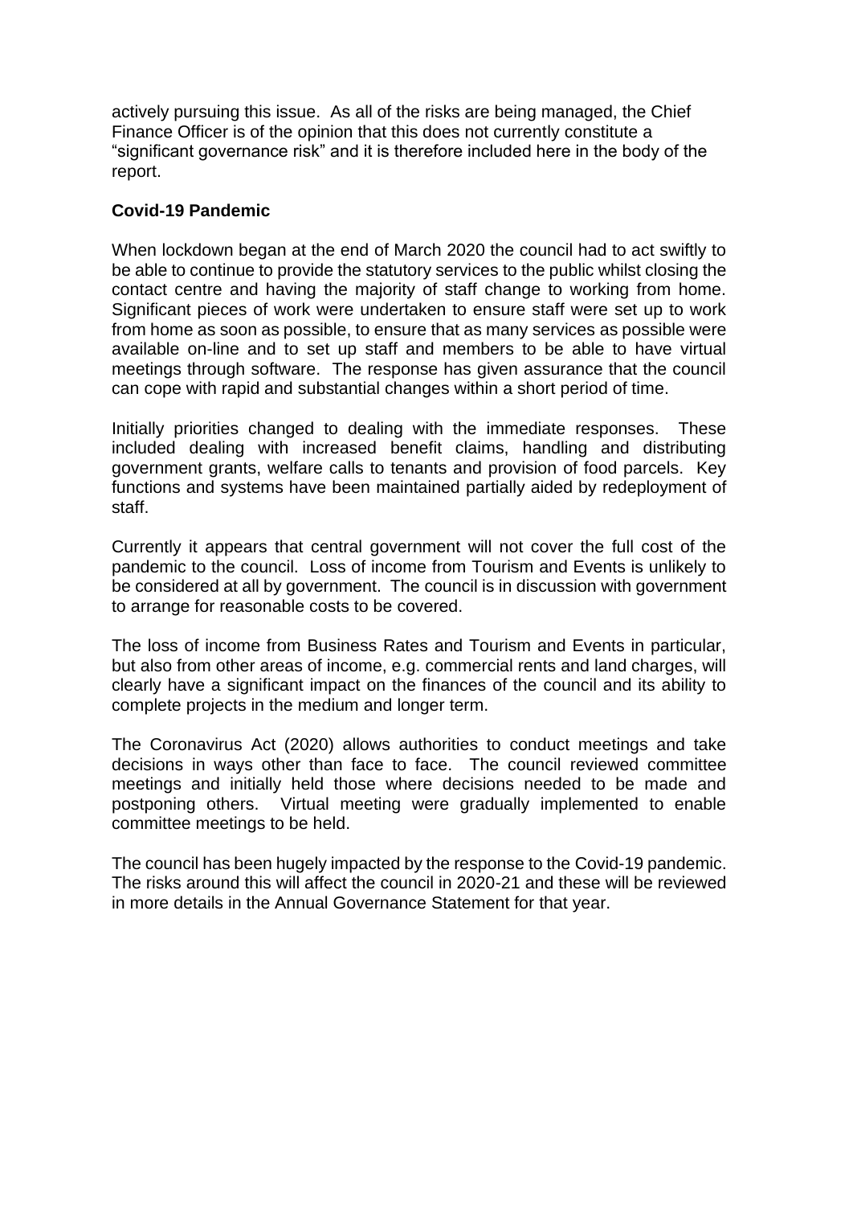actively pursuing this issue. As all of the risks are being managed, the Chief Finance Officer is of the opinion that this does not currently constitute a "significant governance risk" and it is therefore included here in the body of the report.

**Covid-19 Pandemic**

When lockdown began at the end of March 2020 the council had to act swiftly to be able to continue to provide the statutory services to the public whilst closing the contact centre and having the majority of staff change to working from home. Significant pieces of work were undertaken to ensure staff were set up to work from home as soon as possible, to ensure that as many services as possible were available on-line and to set up staff and members to be able to have virtual meetings through software. The response has given assurance that the council can cope with rapid and substantial changes within a short period of time.

Initially priorities changed to dealing with the immediate responses. These included dealing with increased benefit claims, handling and distributing government grants, welfare calls to tenants and provision of food parcels. Key functions and systems have been maintained partially aided by redeployment of staff.

Currently it appears that central government will not cover the full cost of the pandemic to the council. Loss of income from Tourism and Events is unlikely to be considered at all by government. The council is in discussion with government to arrange for reasonable costs to be covered.

The loss of income from Business Rates and Tourism and Events in particular, but also from other areas of income, e.g. commercial rents and land charges, will clearly have a significant impact on the finances of the council and its ability to complete projects in the medium and longer term.

The Coronavirus Act (2020) allows authorities to conduct meetings and take decisions in ways other than face to face. The council reviewed committee meetings and initially held those where decisions needed to be made and postponing others. Virtual meeting were gradually implemented to enable committee meetings to be held.

The council has been hugely impacted by the response to the Covid-19 pandemic. The risks around this will affect the council in 2020-21 and these will be reviewed in more details in the Annual Governance Statement for that year.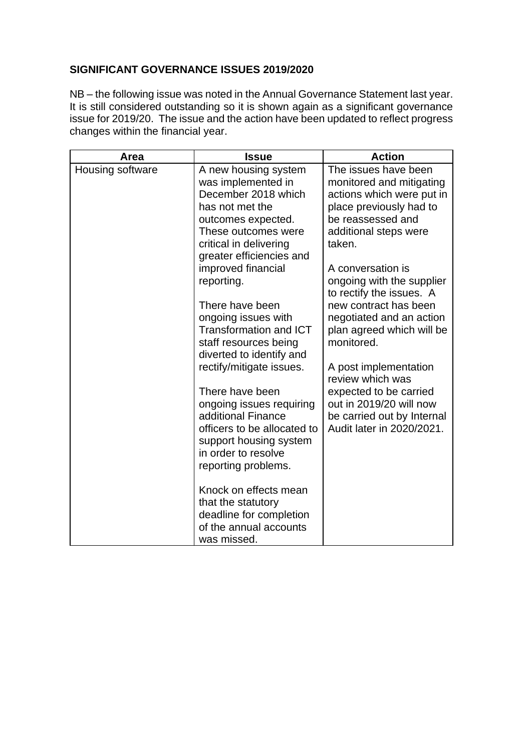**SIGNIFICANT GOVERNANCE ISSUES 2019/2020**

NB – the following issue was noted in the Annual Governance Statement last year. It is still considered outstanding so it is shown again as a significant governance issue for 2019/20. The issue and the action have been updated to reflect progress changes within the financial year.

| Area | Issue | Action |
|---|---|---|
| Housing software | A new housing system was implemented in December 2018 which has not met the outcomes expected. These outcomes were critical in delivering greater efficiencies and improved financial reporting.<br><br>There have been ongoing issues with Transformation and ICT staff resources being diverted to identify and rectify/mitigate issues.<br><br>There have been ongoing issues requiring additional Finance officers to be allocated to support housing system in order to resolve reporting problems.<br><br>Knock on effects mean that the statutory deadline for completion of the annual accounts was missed. | The issues have been monitored and mitigating actions which were put in place previously had to be reassessed and additional steps were taken.<br><br>A conversation is ongoing with the supplier to rectify the issues. A new contract has been negotiated and an action plan agreed which will be monitored.<br><br>A post implementation review which was expected to be carried out in 2019/20 will now be carried out by Internal Audit later in 2020/2021. |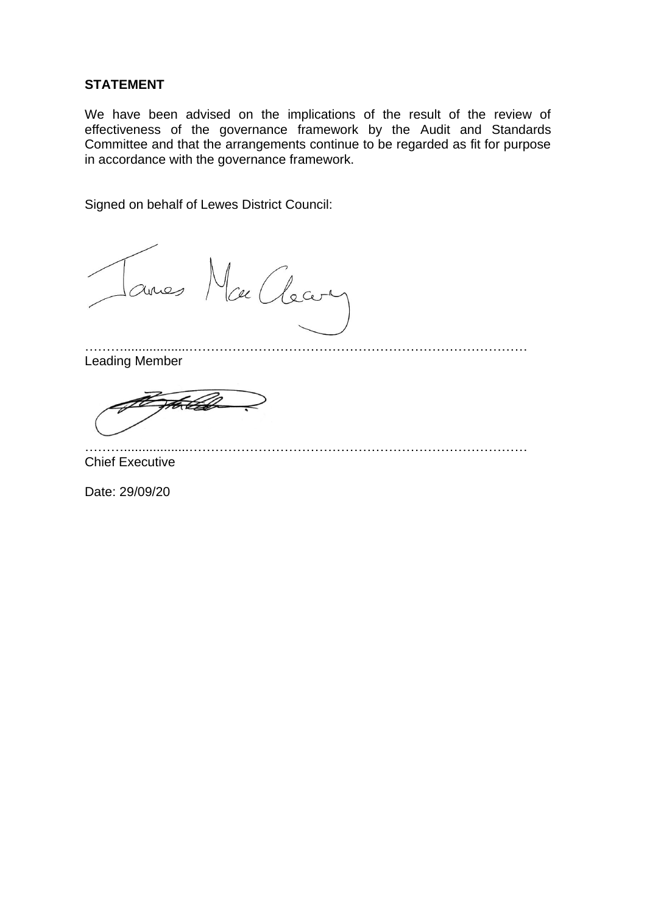**STATEMENT**

We have been advised on the implications of the result of the review of effectiveness of the governance framework by the Audit and Standards Committee and that the arrangements continue to be regarded as fit for purpose in accordance with the governance framework.

Signed on behalf of Lewes District Council:

………..................…………………………………………………………………………
Leading Member

………..................…………………………………………………………………………
Chief Executive

Date: 29/09/20